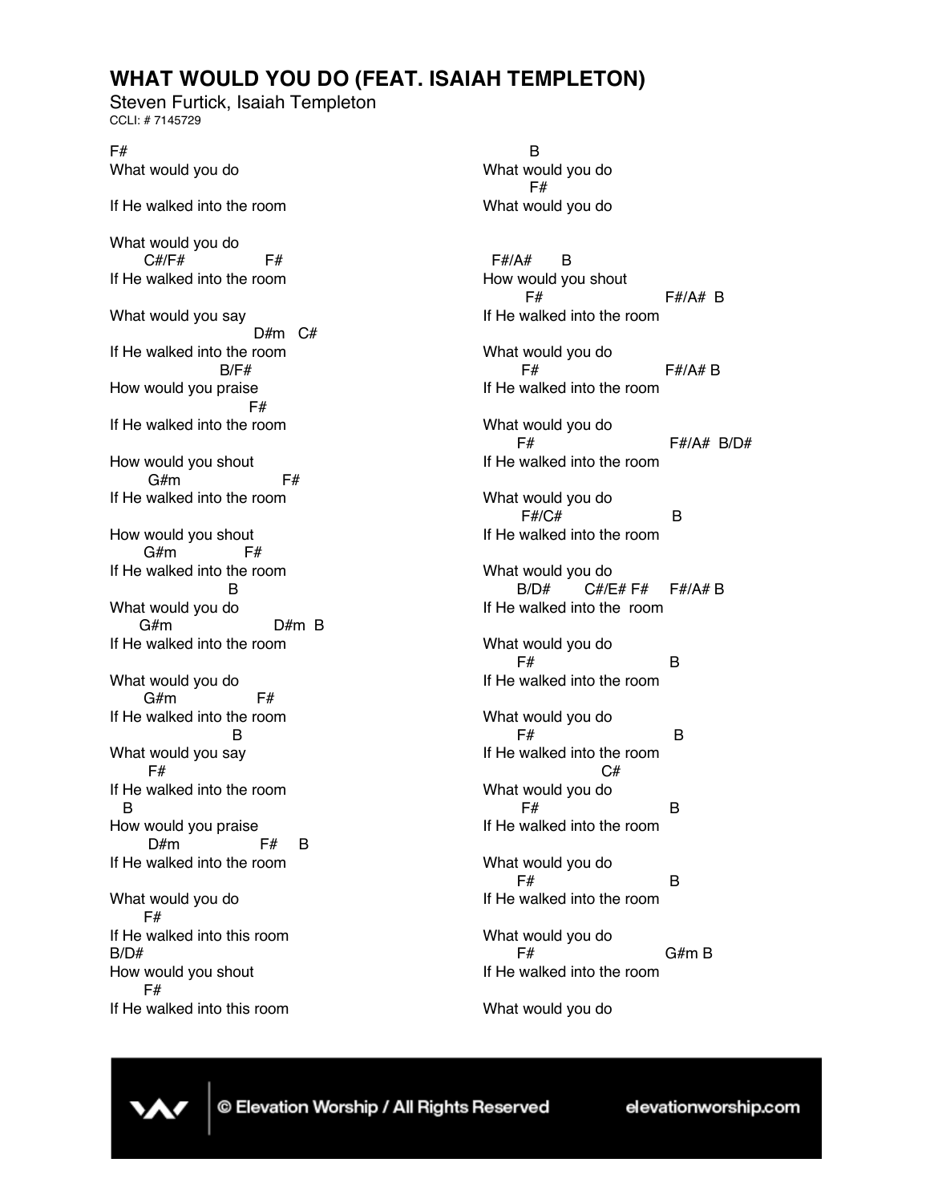# WHAT WOULD YOU DO (FEAT. ISAIAH TEMPLETON)

Steven Furtick, Isaiah Templeton
CCLI: # 7145729

```
F#
What would you do

If He walked into the room

What would you do
       C#/F#                F#
If He walked into the room

What would you say
                              D#m   C#
If He walked into the room
                      B/F#
How would you praise
                            F#
If He walked into the room

How would you shout
        G#m                    F#
If He walked into the room

How would you shout
       G#m              F#
If He walked into the room
                       B
What would you do
      G#m                       D#m  B
If He walked into the room

What would you do
       G#m                F#
If He walked into the room
                       B
What would you say
        F#
If He walked into the room
   B
How would you praise
        D#m                F#     B
If He walked into the room

What would you do
       F#
If He walked into this room
B/D#
How would you shout
       F#
If He walked into this room

           B
What would you do
          F#
What would you do


  F#/A#      B
How would you shout
         F#                        F#/A#  B
If He walked into the room

What would you do
         F#                        F#/A# B
If He walked into the room

What would you do
       F#                           F#/A#  B/D#
If He walked into the room

What would you do
        F#/C#                        B
If He walked into the room

What would you do
        B/D#       C#/E# F#     F#/A# B
If He walked into the  room

What would you do
       F#                          B
If He walked into the room

What would you do
       F#                           B
If He walked into the room
                           C#
What would you do
         F#                        B
If He walked into the room

What would you do
       F#                          B
If He walked into the room

What would you do
       F#                         G#m B
If He walked into the room

What would you do
```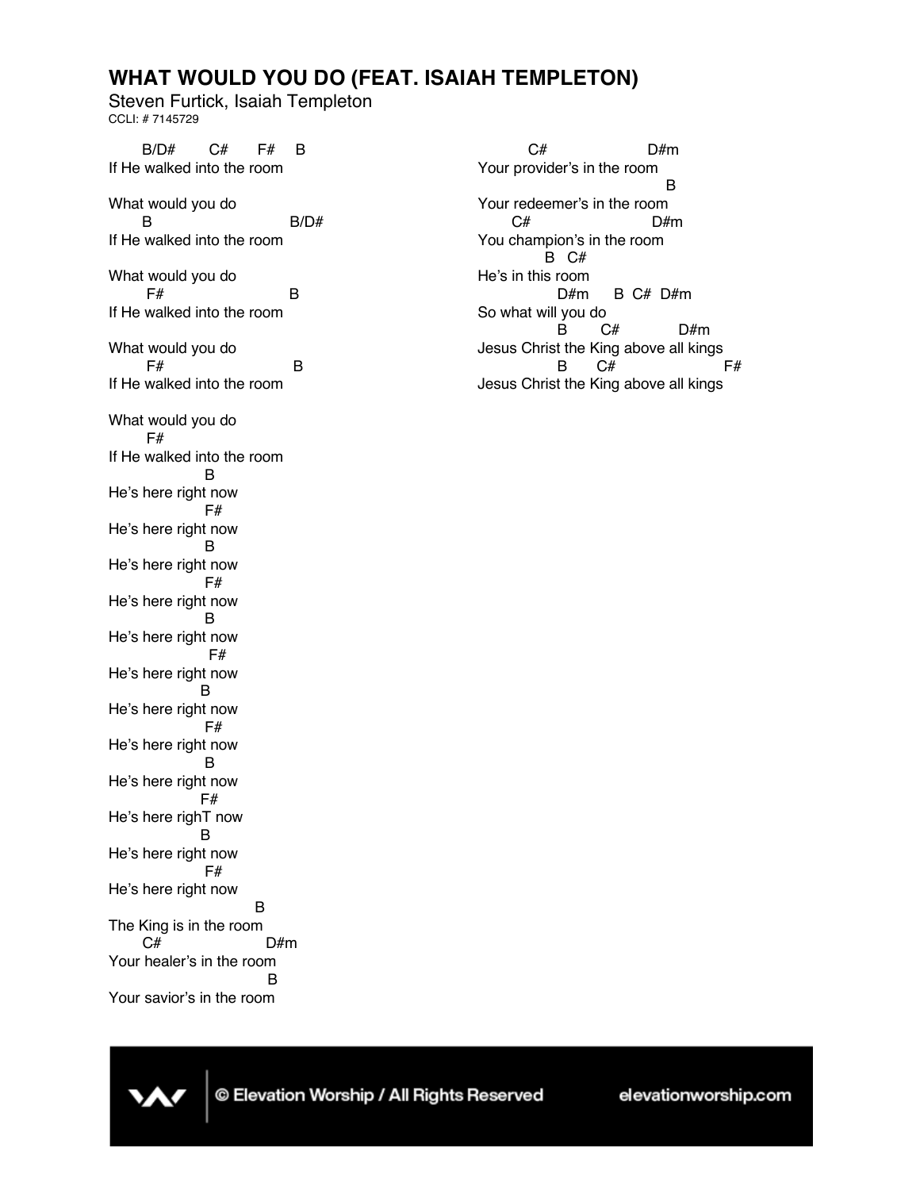# WHAT WOULD YOU DO (FEAT. ISAIAH TEMPLETON)

Steven Furtick, Isaiah Templeton

CCLI: # 7145729

```
      B/D#      C#      F#     B
If He walked into the room

What would you do
      B                         B/D#
If He walked into the room

What would you do
       F#                       B
If He walked into the room

What would you do
       F#                        B
If He walked into the room

What would you do
       F#
If He walked into the room
                 B
He's here right now
                 F#
He's here right now
                 B
He's here right now
                 F#
He's here right now
                 B
He's here right now
                  F#
He's here right now
                B
He's here right now
                 F#
He's here right now
                 B
He's here right now
                F#
He's here righT now
                B
He's here right now
                 F#
He's here right now
                          B
The King is in the room
      C#                    D#m
Your healer's in the room
                             B
Your savior's in the room

            C#                    D#m
Your provider's in the room
                                  B
Your redeemer's in the room
      C#                        D#m
You champion's in the room
            B   C#
He's in this room
                D#m     B  C#  D#m
So what will you do
               B       C#            D#m
Jesus Christ the King above all kings
               B      C#                       F#
Jesus Christ the King above all kings
```